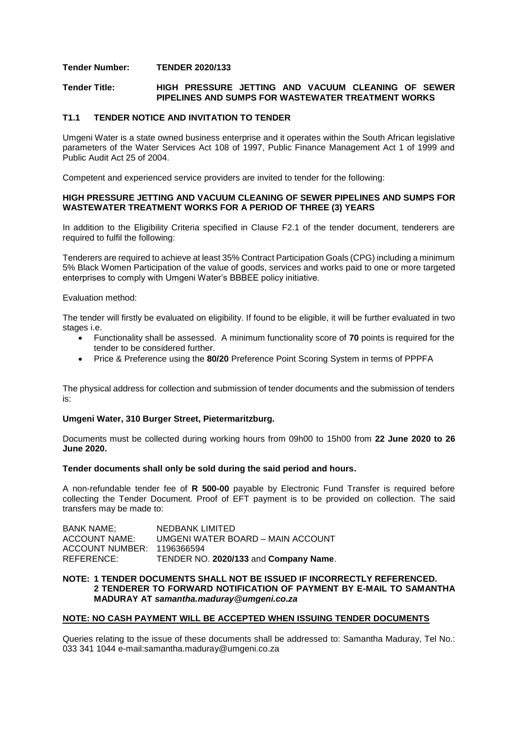**Tender Number:** **TENDER 2020/133**

**Tender Title:** **HIGH PRESSURE JETTING AND VACUUM CLEANING OF SEWER PIPELINES AND SUMPS FOR WASTEWATER TREATMENT WORKS**

## T1.1 TENDER NOTICE AND INVITATION TO TENDER

Umgeni Water is a state owned business enterprise and it operates within the South African legislative parameters of the Water Services Act 108 of 1997, Public Finance Management Act 1 of 1999 and Public Audit Act 25 of 2004.

Competent and experienced service providers are invited to tender for the following:

**HIGH PRESSURE JETTING AND VACUUM CLEANING OF SEWER PIPELINES AND SUMPS FOR WASTEWATER TREATMENT WORKS FOR A PERIOD OF THREE (3) YEARS**

In addition to the Eligibility Criteria specified in Clause F2.1 of the tender document, tenderers are required to fulfil the following:

Tenderers are required to achieve at least 35% Contract Participation Goals (CPG) including a minimum 5% Black Women Participation of the value of goods, services and works paid to one or more targeted enterprises to comply with Umgeni Water's BBBEE policy initiative.

Evaluation method:

The tender will firstly be evaluated on eligibility. If found to be eligible, it will be further evaluated in two stages i.e.

- Functionality shall be assessed. A minimum functionality score of **70** points is required for the tender to be considered further.
- Price & Preference using the **80/20** Preference Point Scoring System in terms of PPPFA

The physical address for collection and submission of tender documents and the submission of tenders is:

**Umgeni Water, 310 Burger Street, Pietermaritzburg.**

Documents must be collected during working hours from 09h00 to 15h00 from **22 June 2020 to 26 June 2020.**

**Tender documents shall only be sold during the said period and hours.**

A non-refundable tender fee of **R 500-00** payable by Electronic Fund Transfer is required before collecting the Tender Document. Proof of EFT payment is to be provided on collection. The said transfers may be made to:

BANK NAME; NEDBANK LIMITED
ACCOUNT NAME: UMGENI WATER BOARD – MAIN ACCOUNT
ACCOUNT NUMBER: 1196366594
REFERENCE: TENDER NO. **2020/133** and **Company Name**.

**NOTE: 1 TENDER DOCUMENTS SHALL NOT BE ISSUED IF INCORRECTLY REFERENCED.**
**2 TENDERER TO FORWARD NOTIFICATION OF PAYMENT BY E-MAIL TO SAMANTHA MADURAY AT *samantha.maduray@umgeni.co.za***

**NOTE: NO CASH PAYMENT WILL BE ACCEPTED WHEN ISSUING TENDER DOCUMENTS**

Queries relating to the issue of these documents shall be addressed to: Samantha Maduray, Tel No.: 033 341 1044 e-mail:samantha.maduray@umgeni.co.za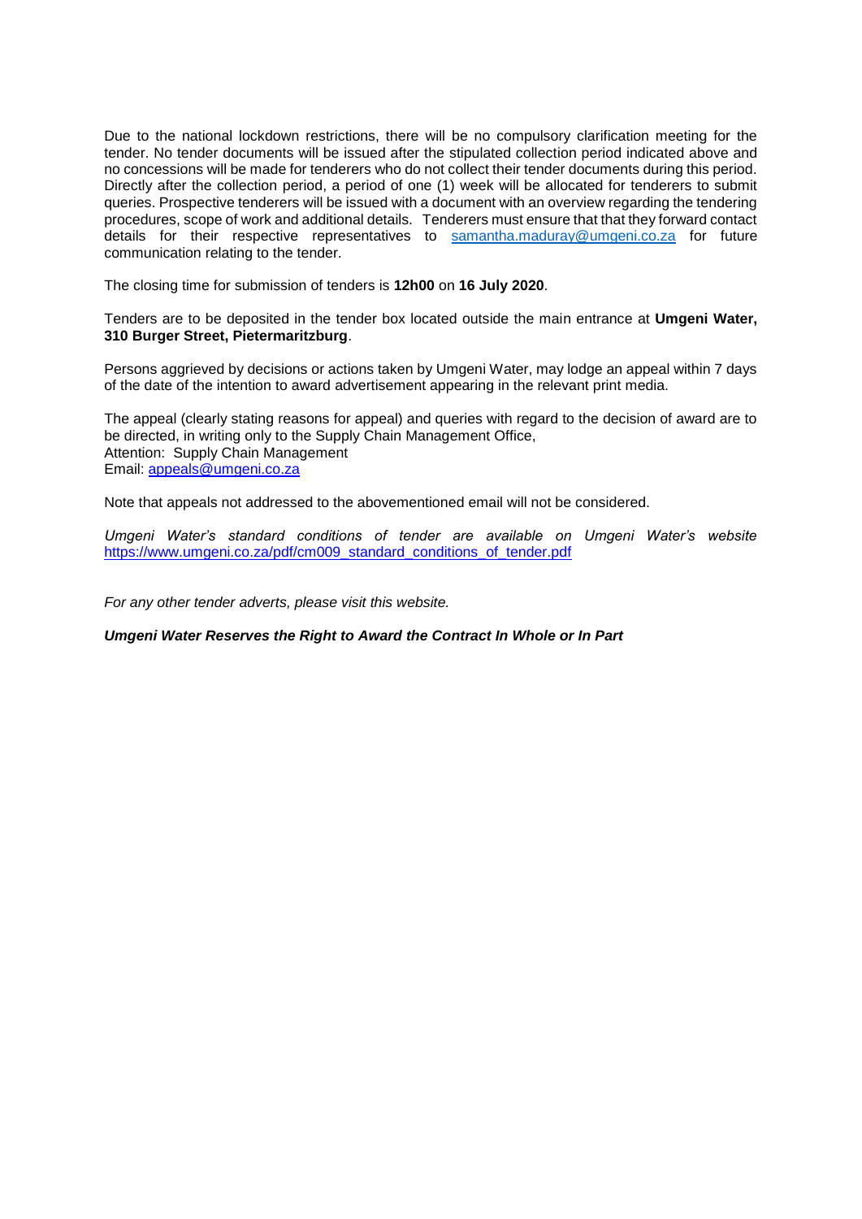Due to the national lockdown restrictions, there will be no compulsory clarification meeting for the tender. No tender documents will be issued after the stipulated collection period indicated above and no concessions will be made for tenderers who do not collect their tender documents during this period. Directly after the collection period, a period of one (1) week will be allocated for tenderers to submit queries. Prospective tenderers will be issued with a document with an overview regarding the tendering procedures, scope of work and additional details. Tenderers must ensure that that they forward contact details for their respective representatives to samantha.maduray@umgeni.co.za for future communication relating to the tender.

The closing time for submission of tenders is **12h00** on **16 July 2020**.

Tenders are to be deposited in the tender box located outside the main entrance at **Umgeni Water, 310 Burger Street, Pietermaritzburg**.

Persons aggrieved by decisions or actions taken by Umgeni Water, may lodge an appeal within 7 days of the date of the intention to award advertisement appearing in the relevant print media.

The appeal (clearly stating reasons for appeal) and queries with regard to the decision of award are to be directed, in writing only to the Supply Chain Management Office,
Attention: Supply Chain Management
Email: appeals@umgeni.co.za

Note that appeals not addressed to the abovementioned email will not be considered.

*Umgeni Water's standard conditions of tender are available on Umgeni Water's website* https://www.umgeni.co.za/pdf/cm009_standard_conditions_of_tender.pdf

*For any other tender adverts, please visit this website.*

***Umgeni Water Reserves the Right to Award the Contract In Whole or In Part***